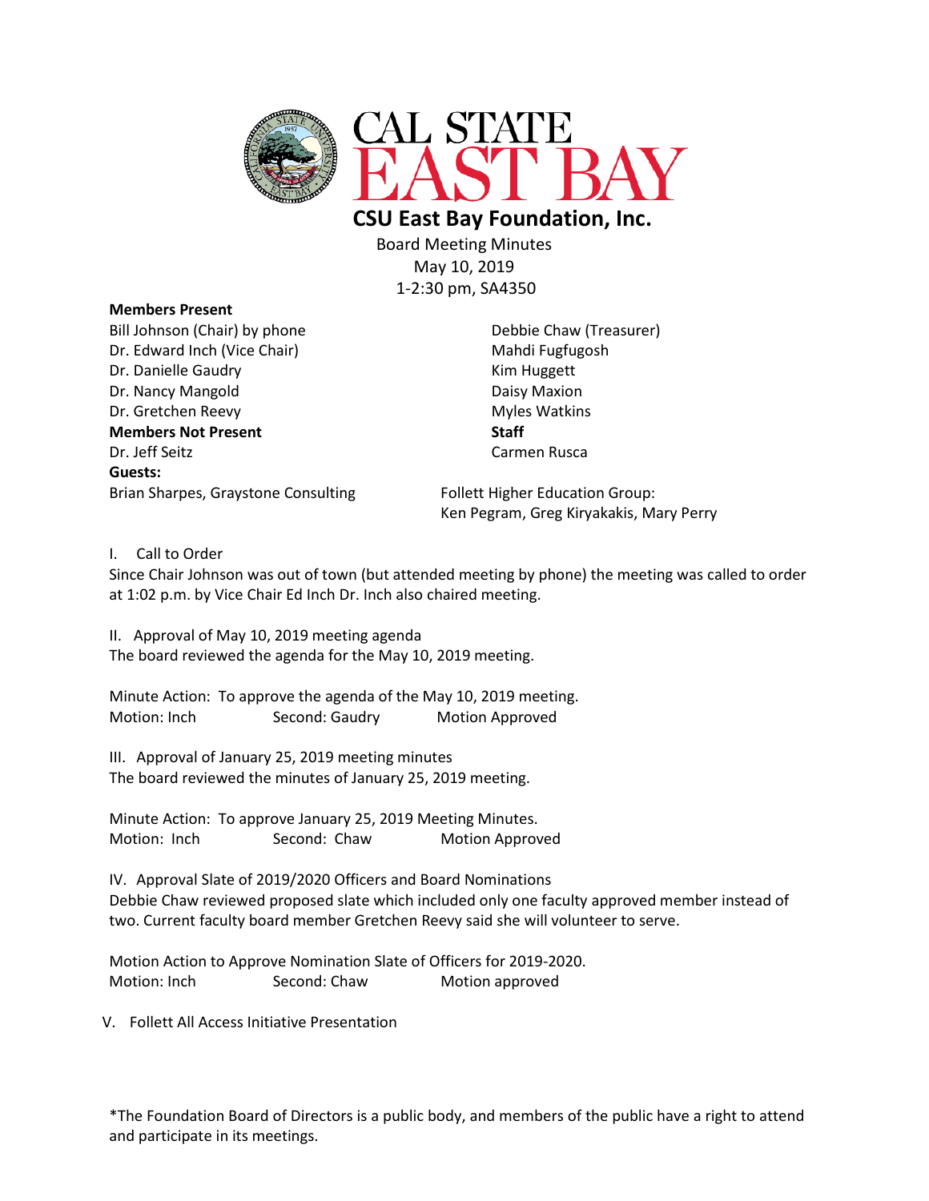# CSU East Bay Foundation, Inc.

Board Meeting Minutes
May 10, 2019
1-2:30 pm, SA4350

**Members Present**

Bill Johnson (Chair) by phone
Dr. Edward Inch (Vice Chair)
Dr. Danielle Gaudry
Dr. Nancy Mangold
Dr. Gretchen Reevy
Debbie Chaw (Treasurer)
Mahdi Fugfugosh
Kim Huggett
Daisy Maxion
Myles Watkins

**Members Not Present**

Dr. Jeff Seitz

**Staff**

Carmen Rusca

**Guests:**

Brian Sharpes, Graystone Consulting

Follett Higher Education Group:
Ken Pegram, Greg Kiryakakis, Mary Perry

I. Call to Order

Since Chair Johnson was out of town (but attended meeting by phone) the meeting was called to order at 1:02 p.m. by Vice Chair Ed Inch Dr. Inch also chaired meeting.

II. Approval of May 10, 2019 meeting agenda

The board reviewed the agenda for the May 10, 2019 meeting.

Minute Action: To approve the agenda of the May 10, 2019 meeting.
Motion: Inch Second: Gaudry Motion Approved

III. Approval of January 25, 2019 meeting minutes

The board reviewed the minutes of January 25, 2019 meeting.

Minute Action: To approve January 25, 2019 Meeting Minutes.
Motion: Inch Second: Chaw Motion Approved

IV. Approval Slate of 2019/2020 Officers and Board Nominations

Debbie Chaw reviewed proposed slate which included only one faculty approved member instead of two. Current faculty board member Gretchen Reevy said she will volunteer to serve.

Motion Action to Approve Nomination Slate of Officers for 2019-2020.
Motion: Inch Second: Chaw Motion approved

V. Follett All Access Initiative Presentation

*The Foundation Board of Directors is a public body, and members of the public have a right to attend and participate in its meetings.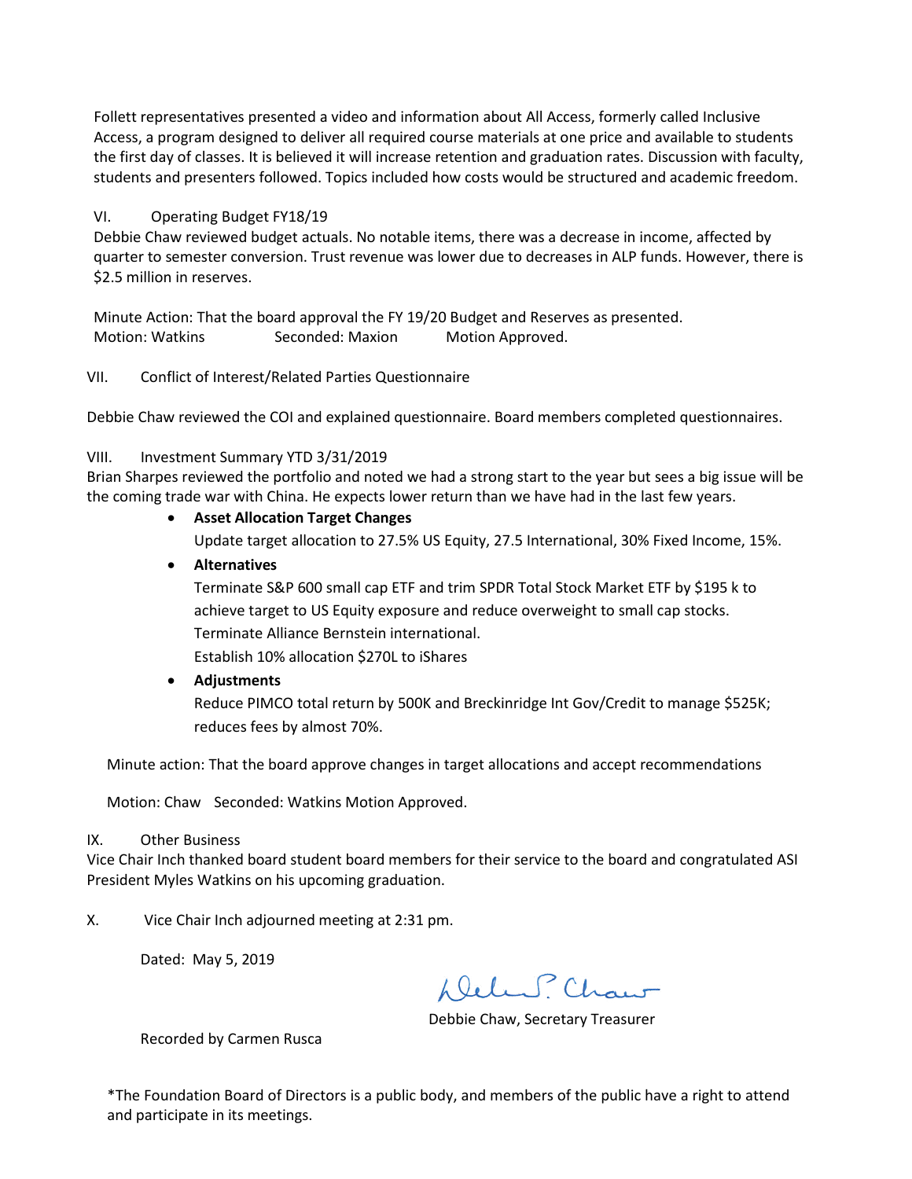Follett representatives presented a video and information about All Access, formerly called Inclusive Access, a program designed to deliver all required course materials at one price and available to students the first day of classes. It is believed it will increase retention and graduation rates. Discussion with faculty, students and presenters followed. Topics included how costs would be structured and academic freedom.

VI. Operating Budget FY18/19

Debbie Chaw reviewed budget actuals. No notable items, there was a decrease in income, affected by quarter to semester conversion. Trust revenue was lower due to decreases in ALP funds. However, there is $2.5 million in reserves.

Minute Action: That the board approval the FY 19/20 Budget and Reserves as presented.
Motion: Watkins    Seconded: Maxion    Motion Approved.

VII. Conflict of Interest/Related Parties Questionnaire

Debbie Chaw reviewed the COI and explained questionnaire. Board members completed questionnaires.

VIII. Investment Summary YTD 3/31/2019

Brian Sharpes reviewed the portfolio and noted we had a strong start to the year but sees a big issue will be the coming trade war with China. He expects lower return than we have had in the last few years.

- **Asset Allocation Target Changes**
  Update target allocation to 27.5% US Equity, 27.5 International, 30% Fixed Income, 15%.
- **Alternatives**
  Terminate S&P 600 small cap ETF and trim SPDR Total Stock Market ETF by $195 k to achieve target to US Equity exposure and reduce overweight to small cap stocks.
  Terminate Alliance Bernstein international.
  Establish 10% allocation $270L to iShares
- **Adjustments**
  Reduce PIMCO total return by 500K and Breckinridge Int Gov/Credit to manage $525K; reduces fees by almost 70%.

Minute action: That the board approve changes in target allocations and accept recommendations

Motion: Chaw  Seconded: Watkins Motion Approved.

IX. Other Business

Vice Chair Inch thanked board student board members for their service to the board and congratulated ASI President Myles Watkins on his upcoming graduation.

X. Vice Chair Inch adjourned meeting at 2:31 pm.

Dated: May 5, 2019

Debbie Chaw, Secretary Treasurer

Recorded by Carmen Rusca

*The Foundation Board of Directors is a public body, and members of the public have a right to attend and participate in its meetings.